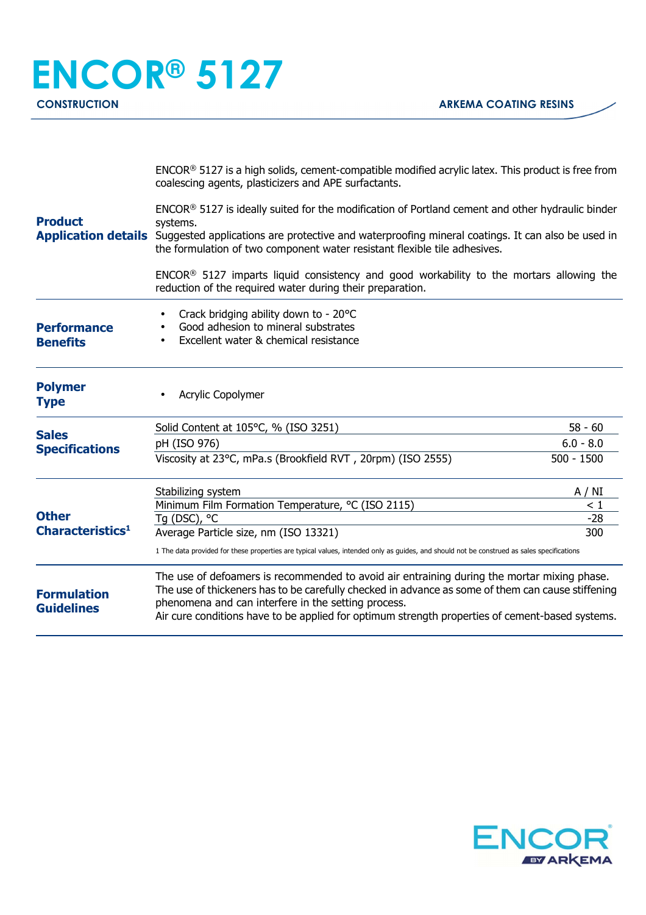# ENCOR® 5127

**CONSTRUCTION** | **ARKEMA COATING RESINS**

## Product Application details

ENCOR® 5127 is a high solids, cement-compatible modified acrylic latex. This product is free from coalescing agents, plasticizers and APE surfactants.

ENCOR® 5127 is ideally suited for the modification of Portland cement and other hydraulic binder systems.
Suggested applications are protective and waterproofing mineral coatings. It can also be used in the formulation of two component water resistant flexible tile adhesives.

ENCOR® 5127 imparts liquid consistency and good workability to the mortars allowing the reduction of the required water during their preparation.

## Performance Benefits

- Crack bridging ability down to - 20°C
- Good adhesion to mineral substrates
- Excellent water & chemical resistance

## Polymer Type

- Acrylic Copolymer

## Sales Specifications

| Property | Value |
|---|---|
| Solid Content at 105°C, % (ISO 3251) | 58 - 60 |
| pH (ISO 976) | 6.0 - 8.0 |
| Viscosity at 23°C, mPa.s (Brookfield RVT , 20rpm) (ISO 2555) | 500 - 1500 |

## Other Characteristics[1]

| Property | Value |
|---|---|
| Stabilizing system | A / NI |
| Minimum Film Formation Temperature, °C (ISO 2115) | < 1 |
| Tg (DSC), °C | -28 |
| Average Particle size, nm (ISO 13321) | 300 |

1 The data provided for these properties are typical values, intended only as guides, and should not be construed as sales specifications

## Formulation Guidelines

The use of defoamers is recommended to avoid air entraining during the mortar mixing phase.
The use of thickeners has to be carefully checked in advance as some of them can cause stiffening phenomena and can interfere in the setting process.
Air cure conditions have to be applied for optimum strength properties of cement-based systems.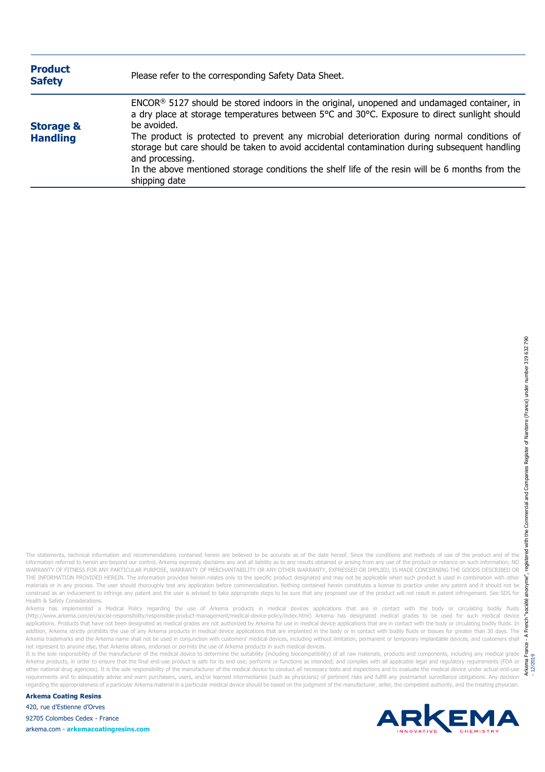| | |
|---|---|
| **Product Safety** | Please refer to the corresponding Safety Data Sheet. |
| **Storage & Handling** | ENCOR® 5127 should be stored indoors in the original, unopened and undamaged container, in a dry place at storage temperatures between 5°C and 30°C. Exposure to direct sunlight should be avoided.<br>The product is protected to prevent any microbial deterioration during normal conditions of storage but care should be taken to avoid accidental contamination during subsequent handling and processing.<br>In the above mentioned storage conditions the shelf life of the resin will be 6 months from the shipping date |

The statements, technical information and recommendations contained herein are believed to be accurate as of the date hereof. Since the conditions and methods of use of the product and of the information referred to herein are beyond our control, Arkema expressly disclaims any and all liability as to any results obtained or arising from any use of the product or reliance on such information; NO WARRANTY OF FITNESS FOR ANY PARTICULAR PURPOSE, WARRANTY OF MERCHANTABILITY OR ANY OTHER WARRANTY, EXPRESSED OR IMPLIED, IS MADE CONCERNING THE GOODS DESCRIBED OR THE INFORMATION PROVIDED HEREIN. The information provided herein relates only to the specific product designated and may not be applicable when such product is used in combination with other materials or in any process. The user should thoroughly test any application before commercialization. Nothing contained herein constitutes a license to practice under any patent and it should not be construed as an inducement to infringe any patent and the user is advised to take appropriate steps to be sure that any proposed use of the product will not result in patent infringement. See SDS for Health & Safety Considerations.

Arkema has implemented a Medical Policy regarding the use of Arkema products in medical devices applications that are in contact with the body or circulating bodily fluids (http://www.arkema.com/en/social-responsibility/responsible-product-management/medical-device-policy/index.html) Arkema has designated medical grades to be used for such medical device applications. Products that have not been designated as medical grades are not authorized by Arkema for use in medical device applications that are in contact with the body or circulating bodily fluids. In addition, Arkema strictly prohibits the use of any Arkema products in medical device applications that are implanted in the body or in contact with bodily fluids or tissues for greater than 30 days. The Arkema trademarks and the Arkema name shall not be used in conjunction with customers' medical devices, including without limitation, permanent or temporary implantable devices, and customers shall not represent to anyone else, that Arkema allows, endorses or permits the use of Arkema products in such medical devices.

It is the sole responsibility of the manufacturer of the medical device to determine the suitability (including biocompatibility) of all raw materials, products and components, including any medical grade Arkema products, in order to ensure that the final end-use product is safe for its end use; performs or functions as intended; and complies with all applicable legal and regulatory requirements (FDA or other national drug agencies). It is the sole responsibility of the manufacturer of the medical device to conduct all necessary tests and inspections and to evaluate the medical device under actual end-use requirements and to adequately advise and warn purchasers, users, and/or learned intermediaries (such as physicians) of pertinent risks and fulfill any postmarket surveillance obligations. Any decision regarding the appropriateness of a particular Arkema material in a particular medical device should be based on the judgment of the manufacturer, seller, the competent authority, and the treating physician.

**Arkema Coating Resins**
420, rue d'Estienne d'Orves
92705 Colombes Cedex - France
arkema.com - **arkemacoatingresins.com**

Arkema France - A French "société anonyme", registered with the Commercial and Companies Register of Nanterre (France) under number 319 632 790 - 12/2019